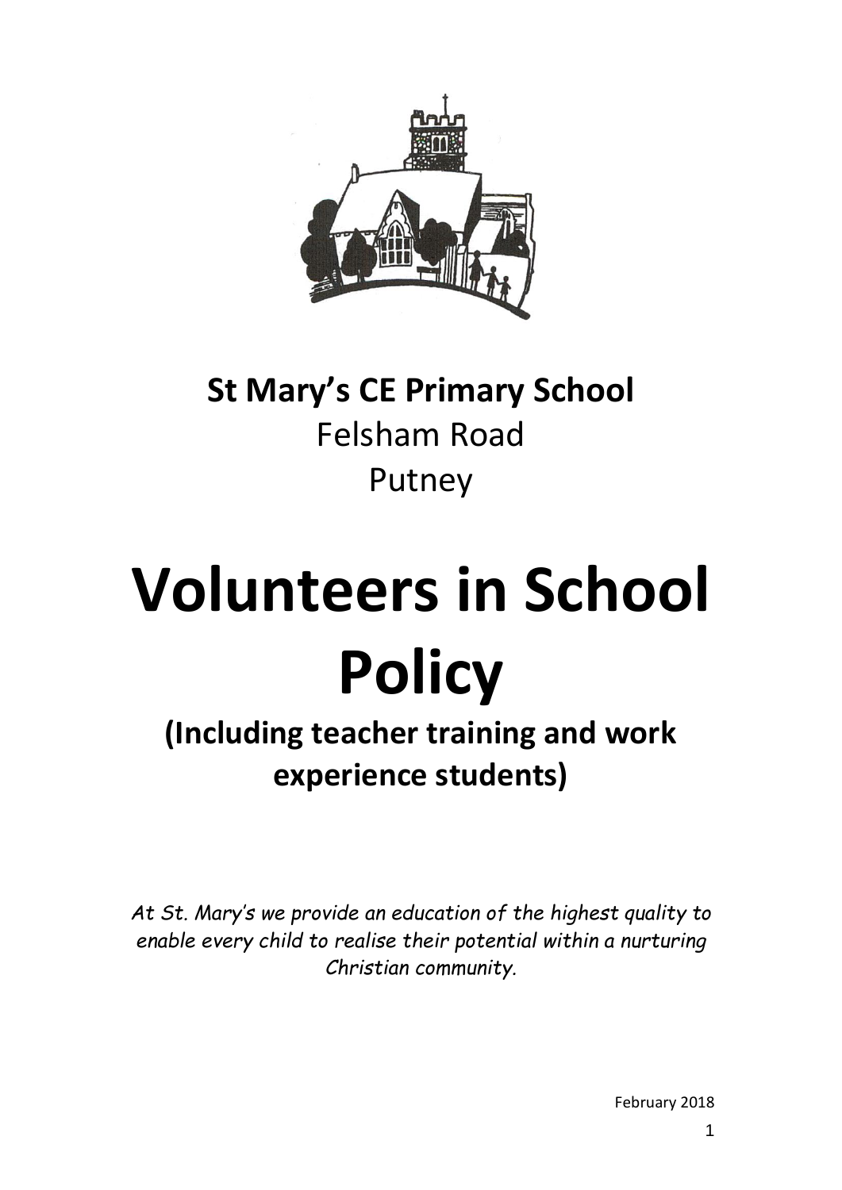**St Mary's CE Primary School**
Felsham Road
Putney

# Volunteers in School Policy

## (Including teacher training and work experience students)

*At St. Mary's we provide an education of the highest quality to enable every child to realise their potential within a nurturing Christian community.*

February 2018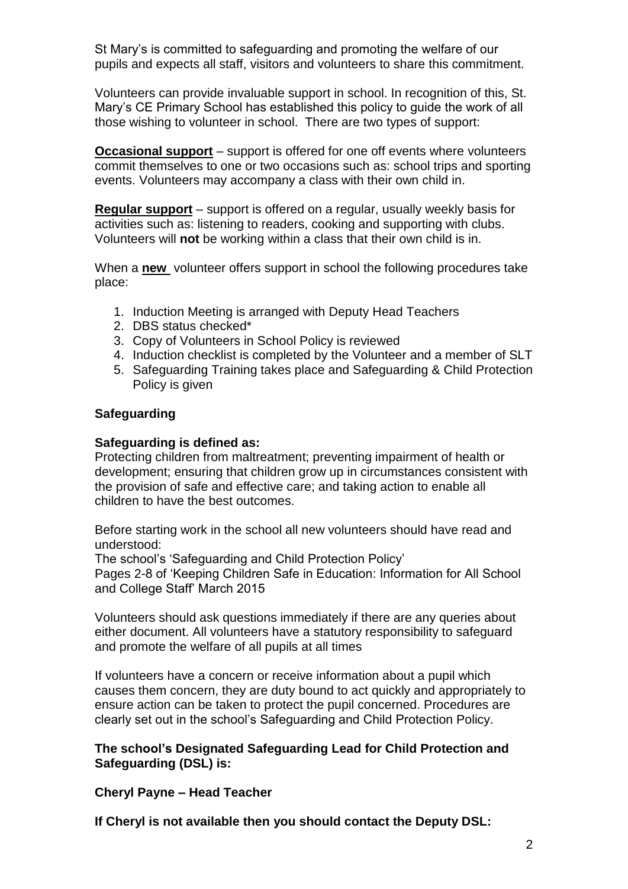St Mary's is committed to safeguarding and promoting the welfare of our pupils and expects all staff, visitors and volunteers to share this commitment.

Volunteers can provide invaluable support in school. In recognition of this, St. Mary's CE Primary School has established this policy to guide the work of all those wishing to volunteer in school. There are two types of support:

**Occasional support** – support is offered for one off events where volunteers commit themselves to one or two occasions such as: school trips and sporting events. Volunteers may accompany a class with their own child in.

**Regular support** – support is offered on a regular, usually weekly basis for activities such as: listening to readers, cooking and supporting with clubs. Volunteers will **not** be working within a class that their own child is in.

When a **new** volunteer offers support in school the following procedures take place:

1. Induction Meeting is arranged with Deputy Head Teachers
2. DBS status checked*
3. Copy of Volunteers in School Policy is reviewed
4. Induction checklist is completed by the Volunteer and a member of SLT
5. Safeguarding Training takes place and Safeguarding & Child Protection Policy is given

**Safeguarding**

**Safeguarding is defined as:**
Protecting children from maltreatment; preventing impairment of health or development; ensuring that children grow up in circumstances consistent with the provision of safe and effective care; and taking action to enable all children to have the best outcomes.

Before starting work in the school all new volunteers should have read and understood:
The school's 'Safeguarding and Child Protection Policy'
Pages 2-8 of 'Keeping Children Safe in Education: Information for All School and College Staff' March 2015

Volunteers should ask questions immediately if there are any queries about either document. All volunteers have a statutory responsibility to safeguard and promote the welfare of all pupils at all times

If volunteers have a concern or receive information about a pupil which causes them concern, they are duty bound to act quickly and appropriately to ensure action can be taken to protect the pupil concerned. Procedures are clearly set out in the school's Safeguarding and Child Protection Policy.

**The school's Designated Safeguarding Lead for Child Protection and Safeguarding (DSL) is:**

**Cheryl Payne – Head Teacher**

**If Cheryl is not available then you should contact the Deputy DSL:**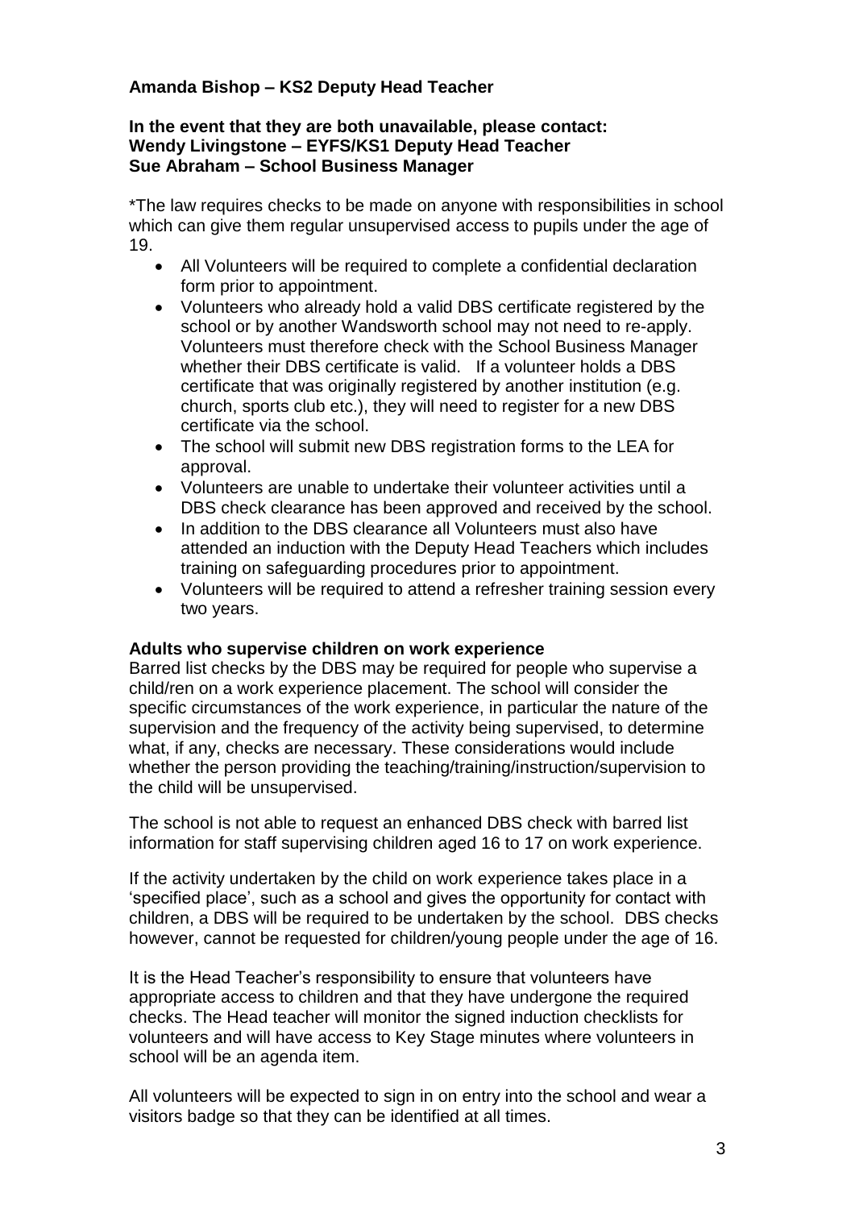**Amanda Bishop – KS2 Deputy Head Teacher**

**In the event that they are both unavailable, please contact:**
**Wendy Livingstone – EYFS/KS1 Deputy Head Teacher**
**Sue Abraham – School Business Manager**

*The law requires checks to be made on anyone with responsibilities in school which can give them regular unsupervised access to pupils under the age of 19.

- All Volunteers will be required to complete a confidential declaration form prior to appointment.
- Volunteers who already hold a valid DBS certificate registered by the school or by another Wandsworth school may not need to re-apply. Volunteers must therefore check with the School Business Manager whether their DBS certificate is valid. If a volunteer holds a DBS certificate that was originally registered by another institution (e.g. church, sports club etc.), they will need to register for a new DBS certificate via the school.
- The school will submit new DBS registration forms to the LEA for approval.
- Volunteers are unable to undertake their volunteer activities until a DBS check clearance has been approved and received by the school.
- In addition to the DBS clearance all Volunteers must also have attended an induction with the Deputy Head Teachers which includes training on safeguarding procedures prior to appointment.
- Volunteers will be required to attend a refresher training session every two years.

**Adults who supervise children on work experience**

Barred list checks by the DBS may be required for people who supervise a child/ren on a work experience placement. The school will consider the specific circumstances of the work experience, in particular the nature of the supervision and the frequency of the activity being supervised, to determine what, if any, checks are necessary. These considerations would include whether the person providing the teaching/training/instruction/supervision to the child will be unsupervised.

The school is not able to request an enhanced DBS check with barred list information for staff supervising children aged 16 to 17 on work experience.

If the activity undertaken by the child on work experience takes place in a 'specified place', such as a school and gives the opportunity for contact with children, a DBS will be required to be undertaken by the school. DBS checks however, cannot be requested for children/young people under the age of 16.

It is the Head Teacher's responsibility to ensure that volunteers have appropriate access to children and that they have undergone the required checks. The Head teacher will monitor the signed induction checklists for volunteers and will have access to Key Stage minutes where volunteers in school will be an agenda item.

All volunteers will be expected to sign in on entry into the school and wear a visitors badge so that they can be identified at all times.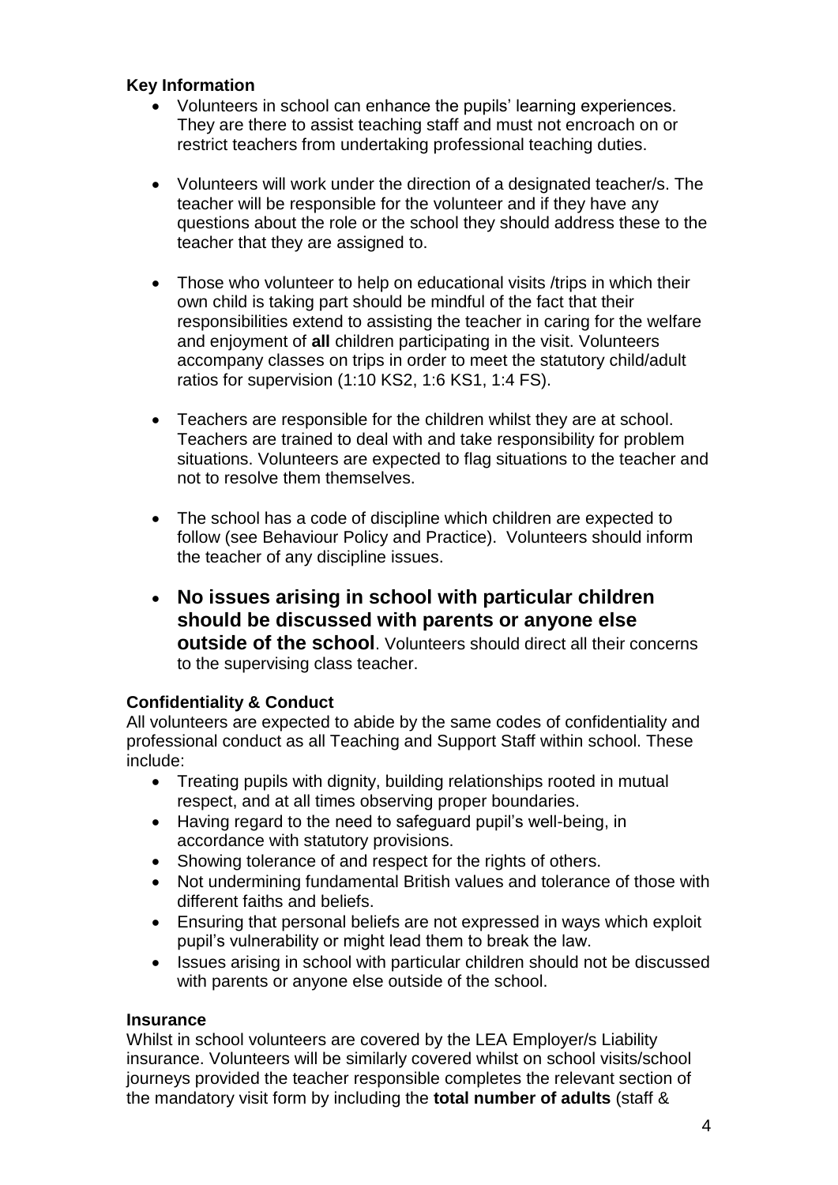**Key Information**

- Volunteers in school can enhance the pupils' learning experiences. They are there to assist teaching staff and must not encroach on or restrict teachers from undertaking professional teaching duties.

- Volunteers will work under the direction of a designated teacher/s. The teacher will be responsible for the volunteer and if they have any questions about the role or the school they should address these to the teacher that they are assigned to.

- Those who volunteer to help on educational visits /trips in which their own child is taking part should be mindful of the fact that their responsibilities extend to assisting the teacher in caring for the welfare and enjoyment of **all** children participating in the visit. Volunteers accompany classes on trips in order to meet the statutory child/adult ratios for supervision (1:10 KS2, 1:6 KS1, 1:4 FS).

- Teachers are responsible for the children whilst they are at school. Teachers are trained to deal with and take responsibility for problem situations. Volunteers are expected to flag situations to the teacher and not to resolve them themselves.

- The school has a code of discipline which children are expected to follow (see Behaviour Policy and Practice). Volunteers should inform the teacher of any discipline issues.

- **No issues arising in school with particular children should be discussed with parents or anyone else outside of the school**. Volunteers should direct all their concerns to the supervising class teacher.

**Confidentiality & Conduct**

All volunteers are expected to abide by the same codes of confidentiality and professional conduct as all Teaching and Support Staff within school. These include:

- Treating pupils with dignity, building relationships rooted in mutual respect, and at all times observing proper boundaries.
- Having regard to the need to safeguard pupil's well-being, in accordance with statutory provisions.
- Showing tolerance of and respect for the rights of others.
- Not undermining fundamental British values and tolerance of those with different faiths and beliefs.
- Ensuring that personal beliefs are not expressed in ways which exploit pupil's vulnerability or might lead them to break the law.
- Issues arising in school with particular children should not be discussed with parents or anyone else outside of the school.

**Insurance**

Whilst in school volunteers are covered by the LEA Employer/s Liability insurance. Volunteers will be similarly covered whilst on school visits/school journeys provided the teacher responsible completes the relevant section of the mandatory visit form by including the **total number of adults** (staff &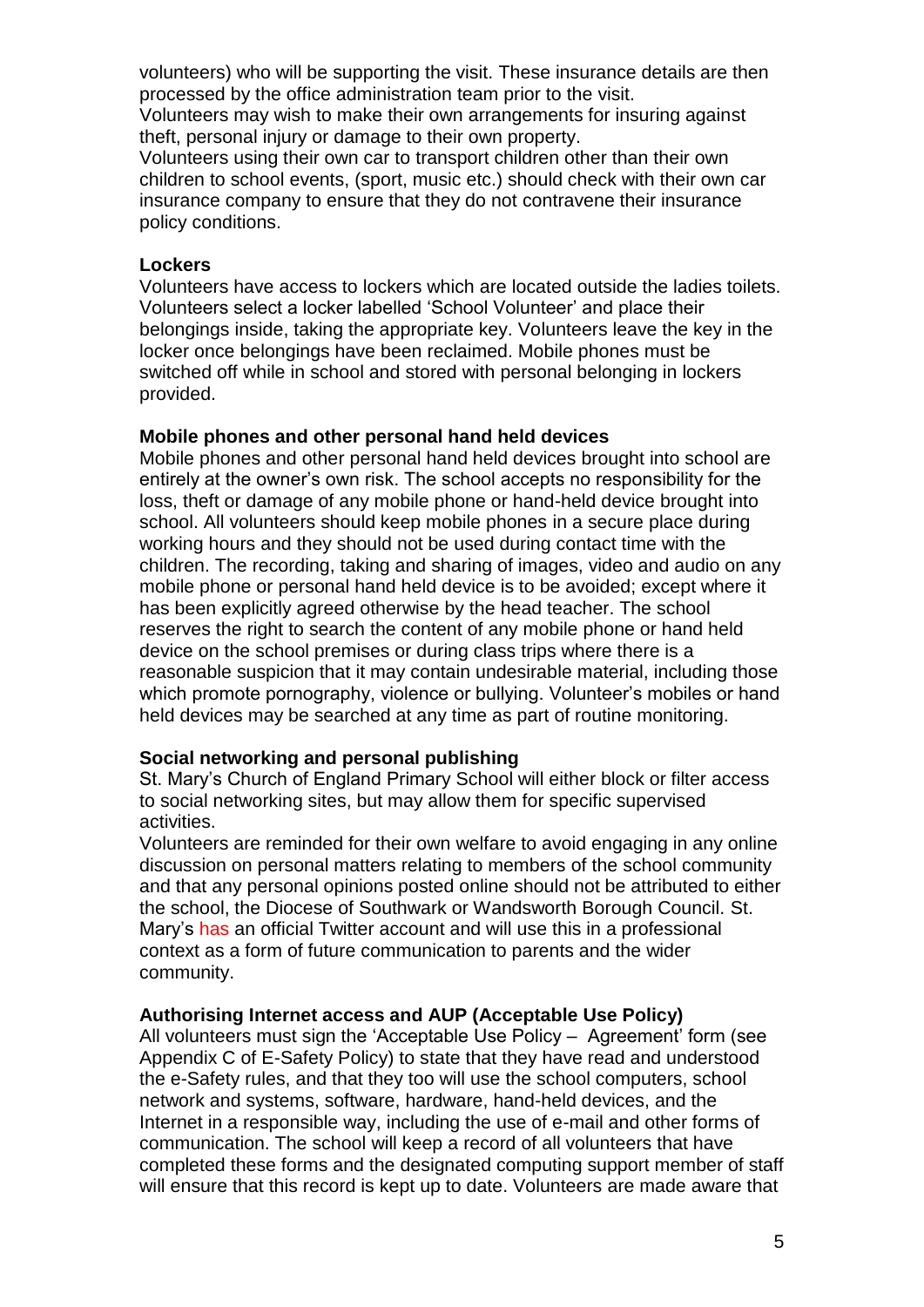volunteers) who will be supporting the visit. These insurance details are then processed by the office administration team prior to the visit.
Volunteers may wish to make their own arrangements for insuring against theft, personal injury or damage to their own property.
Volunteers using their own car to transport children other than their own children to school events, (sport, music etc.) should check with their own car insurance company to ensure that they do not contravene their insurance policy conditions.

**Lockers**
Volunteers have access to lockers which are located outside the ladies toilets. Volunteers select a locker labelled 'School Volunteer' and place their belongings inside, taking the appropriate key. Volunteers leave the key in the locker once belongings have been reclaimed. Mobile phones must be switched off while in school and stored with personal belonging in lockers provided.

**Mobile phones and other personal hand held devices**
Mobile phones and other personal hand held devices brought into school are entirely at the owner's own risk. The school accepts no responsibility for the loss, theft or damage of any mobile phone or hand-held device brought into school. All volunteers should keep mobile phones in a secure place during working hours and they should not be used during contact time with the children. The recording, taking and sharing of images, video and audio on any mobile phone or personal hand held device is to be avoided; except where it has been explicitly agreed otherwise by the head teacher. The school reserves the right to search the content of any mobile phone or hand held device on the school premises or during class trips where there is a reasonable suspicion that it may contain undesirable material, including those which promote pornography, violence or bullying. Volunteer's mobiles or hand held devices may be searched at any time as part of routine monitoring.

**Social networking and personal publishing**
St. Mary's Church of England Primary School will either block or filter access to social networking sites, but may allow them for specific supervised activities.
Volunteers are reminded for their own welfare to avoid engaging in any online discussion on personal matters relating to members of the school community and that any personal opinions posted online should not be attributed to either the school, the Diocese of Southwark or Wandsworth Borough Council. St. Mary's has an official Twitter account and will use this in a professional context as a form of future communication to parents and the wider community.

**Authorising Internet access and AUP (Acceptable Use Policy)**
All volunteers must sign the 'Acceptable Use Policy – Agreement' form (see Appendix C of E-Safety Policy) to state that they have read and understood the e-Safety rules, and that they too will use the school computers, school network and systems, software, hardware, hand-held devices, and the Internet in a responsible way, including the use of e-mail and other forms of communication. The school will keep a record of all volunteers that have completed these forms and the designated computing support member of staff will ensure that this record is kept up to date. Volunteers are made aware that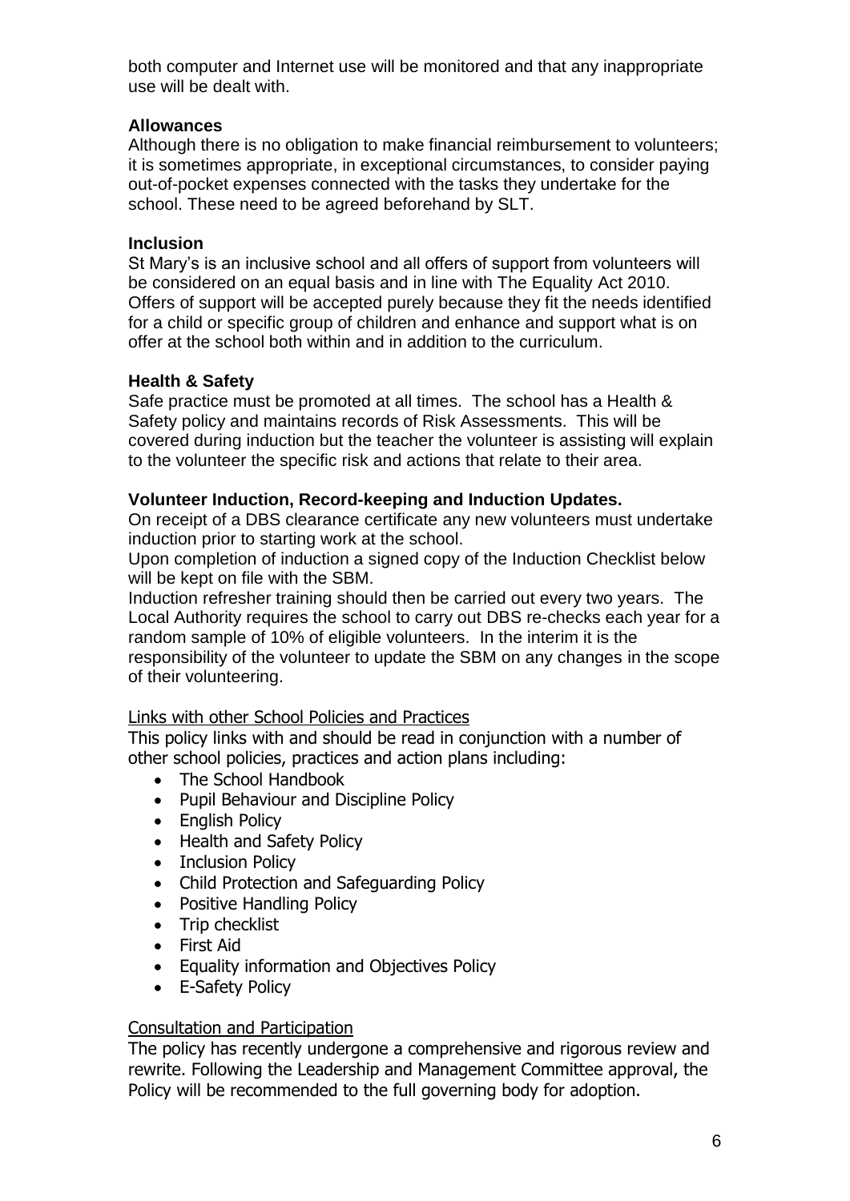both computer and Internet use will be monitored and that any inappropriate use will be dealt with.

**Allowances**

Although there is no obligation to make financial reimbursement to volunteers; it is sometimes appropriate, in exceptional circumstances, to consider paying out-of-pocket expenses connected with the tasks they undertake for the school. These need to be agreed beforehand by SLT.

**Inclusion**

St Mary's is an inclusive school and all offers of support from volunteers will be considered on an equal basis and in line with The Equality Act 2010. Offers of support will be accepted purely because they fit the needs identified for a child or specific group of children and enhance and support what is on offer at the school both within and in addition to the curriculum.

**Health & Safety**

Safe practice must be promoted at all times. The school has a Health & Safety policy and maintains records of Risk Assessments. This will be covered during induction but the teacher the volunteer is assisting will explain to the volunteer the specific risk and actions that relate to their area.

**Volunteer Induction, Record-keeping and Induction Updates.**

On receipt of a DBS clearance certificate any new volunteers must undertake induction prior to starting work at the school.

Upon completion of induction a signed copy of the Induction Checklist below will be kept on file with the SBM.

Induction refresher training should then be carried out every two years. The Local Authority requires the school to carry out DBS re-checks each year for a random sample of 10% of eligible volunteers. In the interim it is the responsibility of the volunteer to update the SBM on any changes in the scope of their volunteering.

<u>Links with other School Policies and Practices</u>

This policy links with and should be read in conjunction with a number of other school policies, practices and action plans including:

- The School Handbook
- Pupil Behaviour and Discipline Policy
- English Policy
- Health and Safety Policy
- Inclusion Policy
- Child Protection and Safeguarding Policy
- Positive Handling Policy
- Trip checklist
- First Aid
- Equality information and Objectives Policy
- E-Safety Policy

<u>Consultation and Participation</u>

The policy has recently undergone a comprehensive and rigorous review and rewrite. Following the Leadership and Management Committee approval, the Policy will be recommended to the full governing body for adoption.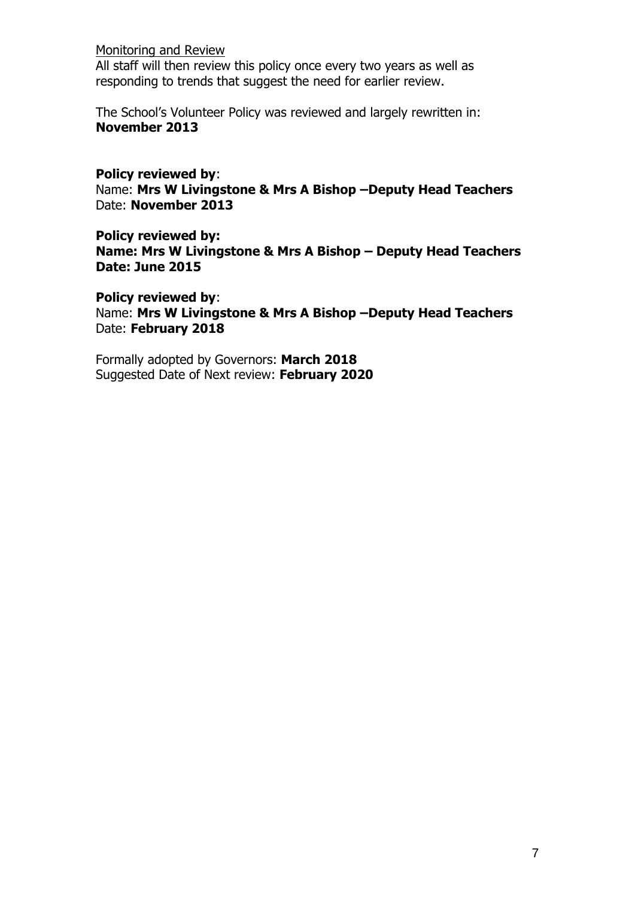Monitoring and Review

All staff will then review this policy once every two years as well as responding to trends that suggest the need for earlier review.

The School's Volunteer Policy was reviewed and largely rewritten in:
**November 2013**

**Policy reviewed by**:
Name: **Mrs W Livingstone & Mrs A Bishop –Deputy Head Teachers**
Date: **November 2013**

**Policy reviewed by:**
**Name: Mrs W Livingstone & Mrs A Bishop – Deputy Head Teachers**
**Date: June 2015**

**Policy reviewed by**:
Name: **Mrs W Livingstone & Mrs A Bishop –Deputy Head Teachers**
Date: **February 2018**

Formally adopted by Governors: **March 2018**
Suggested Date of Next review: **February 2020**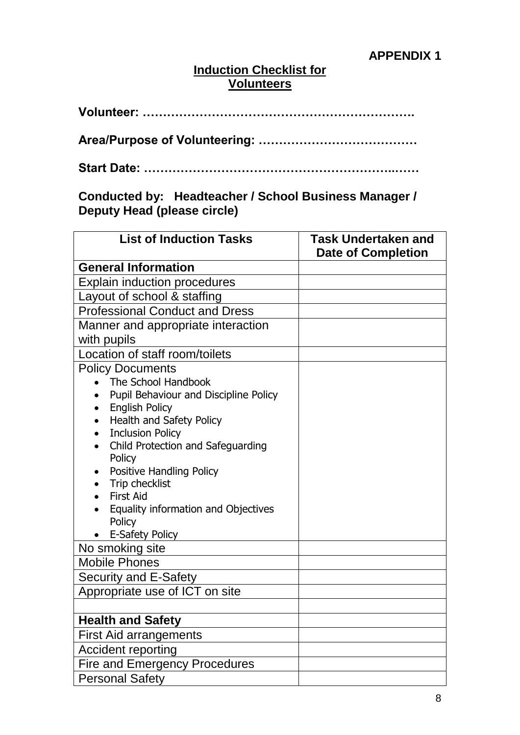**APPENDIX 1**

## Induction Checklist for Volunteers

**Volunteer: ………………………………………………………….**

**Area/Purpose of Volunteering: …………………………………**

**Start Date: …………………………………………………..……**

**Conducted by: Headteacher / School Business Manager / Deputy Head (please circle)**

| List of Induction Tasks | Task Undertaken and Date of Completion |
|---|---|
| **General Information** | |
| Explain induction procedures | |
| Layout of school & staffing | |
| Professional Conduct and Dress | |
| Manner and appropriate interaction with pupils | |
| Location of staff room/toilets | |
| Policy Documents<br>• The School Handbook<br>• Pupil Behaviour and Discipline Policy<br>• English Policy<br>• Health and Safety Policy<br>• Inclusion Policy<br>• Child Protection and Safeguarding Policy<br>• Positive Handling Policy<br>• Trip checklist<br>• First Aid<br>• Equality information and Objectives Policy<br>• E-Safety Policy | |
| No smoking site | |
| Mobile Phones | |
| Security and E-Safety | |
| Appropriate use of ICT on site | |
| | |
| **Health and Safety** | |
| First Aid arrangements | |
| Accident reporting | |
| Fire and Emergency Procedures | |
| Personal Safety | |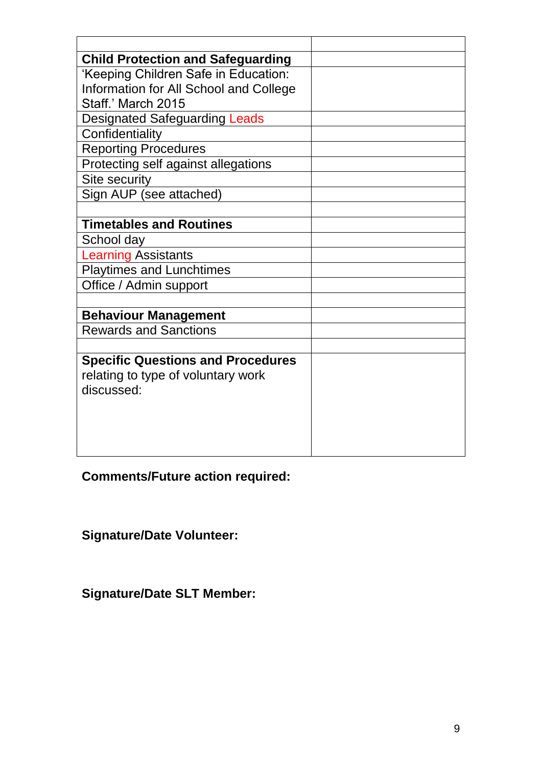| | |
|---|---|
| **Child Protection and Safeguarding** | |
| 'Keeping Children Safe in Education: Information for All School and College Staff.' March 2015 | |
| Designated Safeguarding Leads | |
| Confidentiality | |
| Reporting Procedures | |
| Protecting self against allegations | |
| Site security | |
| Sign AUP (see attached) | |
| | |
| **Timetables and Routines** | |
| School day | |
| Learning Assistants | |
| Playtimes and Lunchtimes | |
| Office / Admin support | |
| | |
| **Behaviour Management** | |
| Rewards and Sanctions | |
| | |
| **Specific Questions and Procedures** relating to type of voluntary work discussed: | |

**Comments/Future action required:**

**Signature/Date Volunteer:**

**Signature/Date SLT Member:**